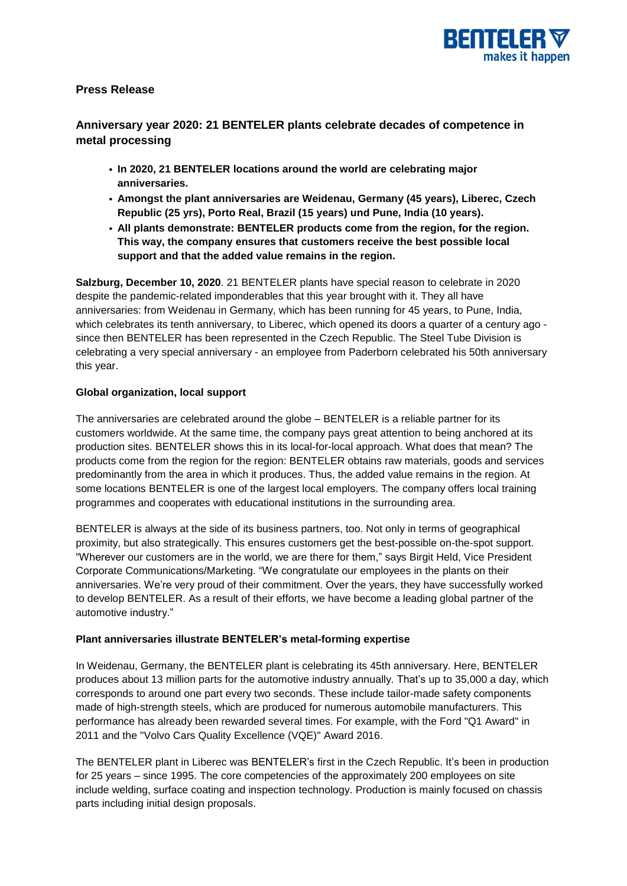**Press Release**

## Anniversary year 2020: 21 BENTELER plants celebrate decades of competence in metal processing

- **In 2020, 21 BENTELER locations around the world are celebrating major anniversaries.**
- **Amongst the plant anniversaries are Weidenau, Germany (45 years), Liberec, Czech Republic (25 yrs), Porto Real, Brazil (15 years) und Pune, India (10 years).**
- **All plants demonstrate: BENTELER products come from the region, for the region. This way, the company ensures that customers receive the best possible local support and that the added value remains in the region.**

**Salzburg, December 10, 2020**. 21 BENTELER plants have special reason to celebrate in 2020 despite the pandemic-related imponderables that this year brought with it. They all have anniversaries: from Weidenau in Germany, which has been running for 45 years, to Pune, India, which celebrates its tenth anniversary, to Liberec, which opened its doors a quarter of a century ago - since then BENTELER has been represented in the Czech Republic. The Steel Tube Division is celebrating a very special anniversary - an employee from Paderborn celebrated his 50th anniversary this year.

**Global organization, local support**

The anniversaries are celebrated around the globe – BENTELER is a reliable partner for its customers worldwide. At the same time, the company pays great attention to being anchored at its production sites. BENTELER shows this in its local-for-local approach. What does that mean? The products come from the region for the region: BENTELER obtains raw materials, goods and services predominantly from the area in which it produces. Thus, the added value remains in the region. At some locations BENTELER is one of the largest local employers. The company offers local training programmes and cooperates with educational institutions in the surrounding area.

BENTELER is always at the side of its business partners, too. Not only in terms of geographical proximity, but also strategically. This ensures customers get the best-possible on-the-spot support. "Wherever our customers are in the world, we are there for them," says Birgit Held, Vice President Corporate Communications/Marketing. "We congratulate our employees in the plants on their anniversaries. We're very proud of their commitment. Over the years, they have successfully worked to develop BENTELER. As a result of their efforts, we have become a leading global partner of the automotive industry."

**Plant anniversaries illustrate BENTELER's metal-forming expertise**

In Weidenau, Germany, the BENTELER plant is celebrating its 45th anniversary. Here, BENTELER produces about 13 million parts for the automotive industry annually. That's up to 35,000 a day, which corresponds to around one part every two seconds. These include tailor-made safety components made of high-strength steels, which are produced for numerous automobile manufacturers. This performance has already been rewarded several times. For example, with the Ford "Q1 Award" in 2011 and the "Volvo Cars Quality Excellence (VQE)" Award 2016.

The BENTELER plant in Liberec was BENTELER's first in the Czech Republic. It's been in production for 25 years – since 1995. The core competencies of the approximately 200 employees on site include welding, surface coating and inspection technology. Production is mainly focused on chassis parts including initial design proposals.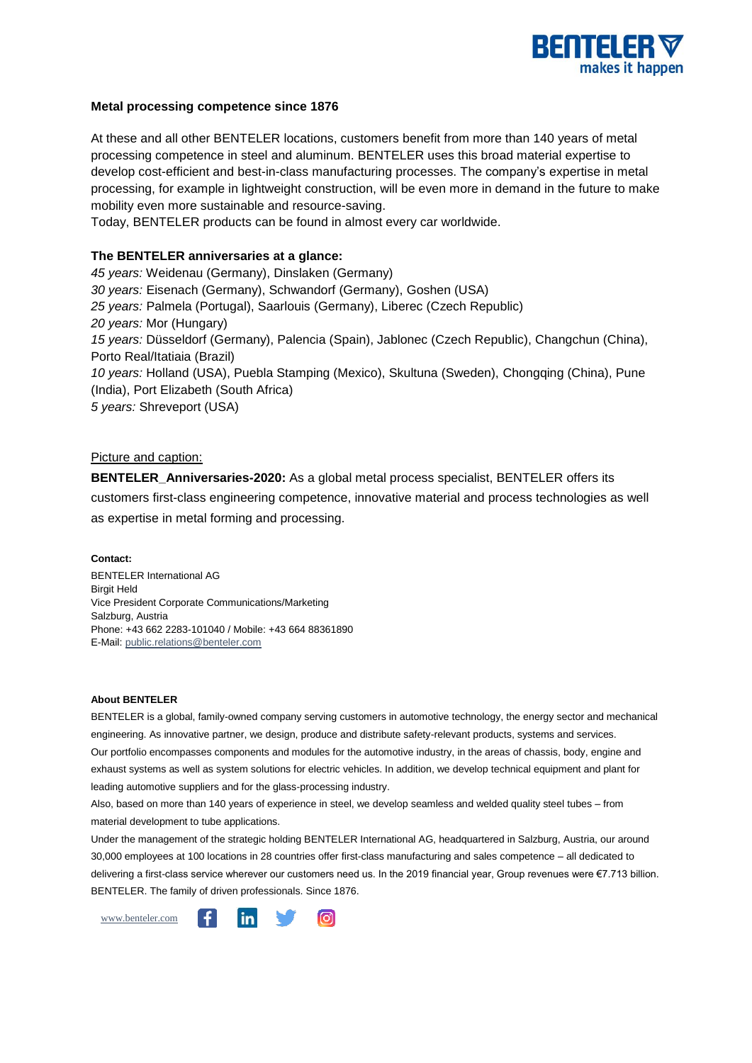## Metal processing competence since 1876

At these and all other BENTELER locations, customers benefit from more than 140 years of metal processing competence in steel and aluminum. BENTELER uses this broad material expertise to develop cost-efficient and best-in-class manufacturing processes. The company's expertise in metal processing, for example in lightweight construction, will be even more in demand in the future to make mobility even more sustainable and resource-saving.
Today, BENTELER products can be found in almost every car worldwide.

## The BENTELER anniversaries at a glance:

*45 years:* Weidenau (Germany), Dinslaken (Germany)
*30 years:* Eisenach (Germany), Schwandorf (Germany), Goshen (USA)
*25 years:* Palmela (Portugal), Saarlouis (Germany), Liberec (Czech Republic)
*20 years:* Mor (Hungary)
*15 years:* Düsseldorf (Germany), Palencia (Spain), Jablonec (Czech Republic), Changchun (China), Porto Real/Itatiaia (Brazil)
*10 years:* Holland (USA), Puebla Stamping (Mexico), Skultuna (Sweden), Chongqing (China), Pune (India), Port Elizabeth (South Africa)
*5 years:* Shreveport (USA)

Picture and caption:

**BENTELER_Anniversaries-2020:** As a global metal process specialist, BENTELER offers its customers first-class engineering competence, innovative material and process technologies as well as expertise in metal forming and processing.

**Contact:**
BENTELER International AG
Birgit Held
Vice President Corporate Communications/Marketing
Salzburg, Austria
Phone: +43 662 2283-101040 / Mobile: +43 664 88361890
E-Mail: public.relations@benteler.com

**About BENTELER**

BENTELER is a global, family-owned company serving customers in automotive technology, the energy sector and mechanical engineering. As innovative partner, we design, produce and distribute safety-relevant products, systems and services.
Our portfolio encompasses components and modules for the automotive industry, in the areas of chassis, body, engine and exhaust systems as well as system solutions for electric vehicles. In addition, we develop technical equipment and plant for leading automotive suppliers and for the glass-processing industry.
Also, based on more than 140 years of experience in steel, we develop seamless and welded quality steel tubes – from material development to tube applications.
Under the management of the strategic holding BENTELER International AG, headquartered in Salzburg, Austria, our around 30,000 employees at 100 locations in 28 countries offer first-class manufacturing and sales competence – all dedicated to delivering a first-class service wherever our customers need us. In the 2019 financial year, Group revenues were €7.713 billion.
BENTELER. The family of driven professionals. Since 1876.

www.benteler.com